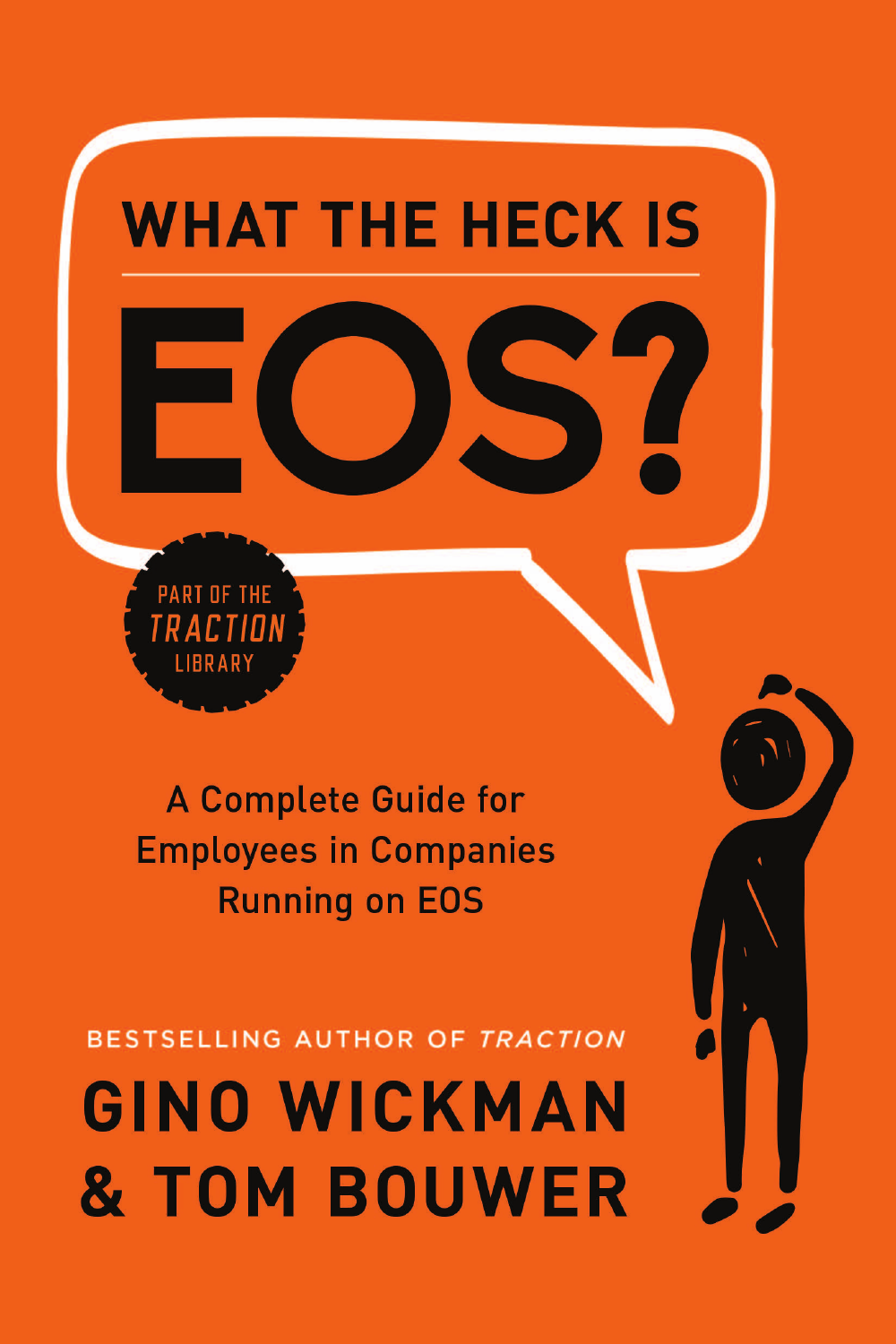# WHAT THE HECK IS EOS?

PART OF THE *TRACTION* LIBRARY

A Complete Guide for Employees in Companies Running on EOS

BESTSELLING AUTHOR OF *TRACTION*

**GINO WICKMAN & TOM BOUWER**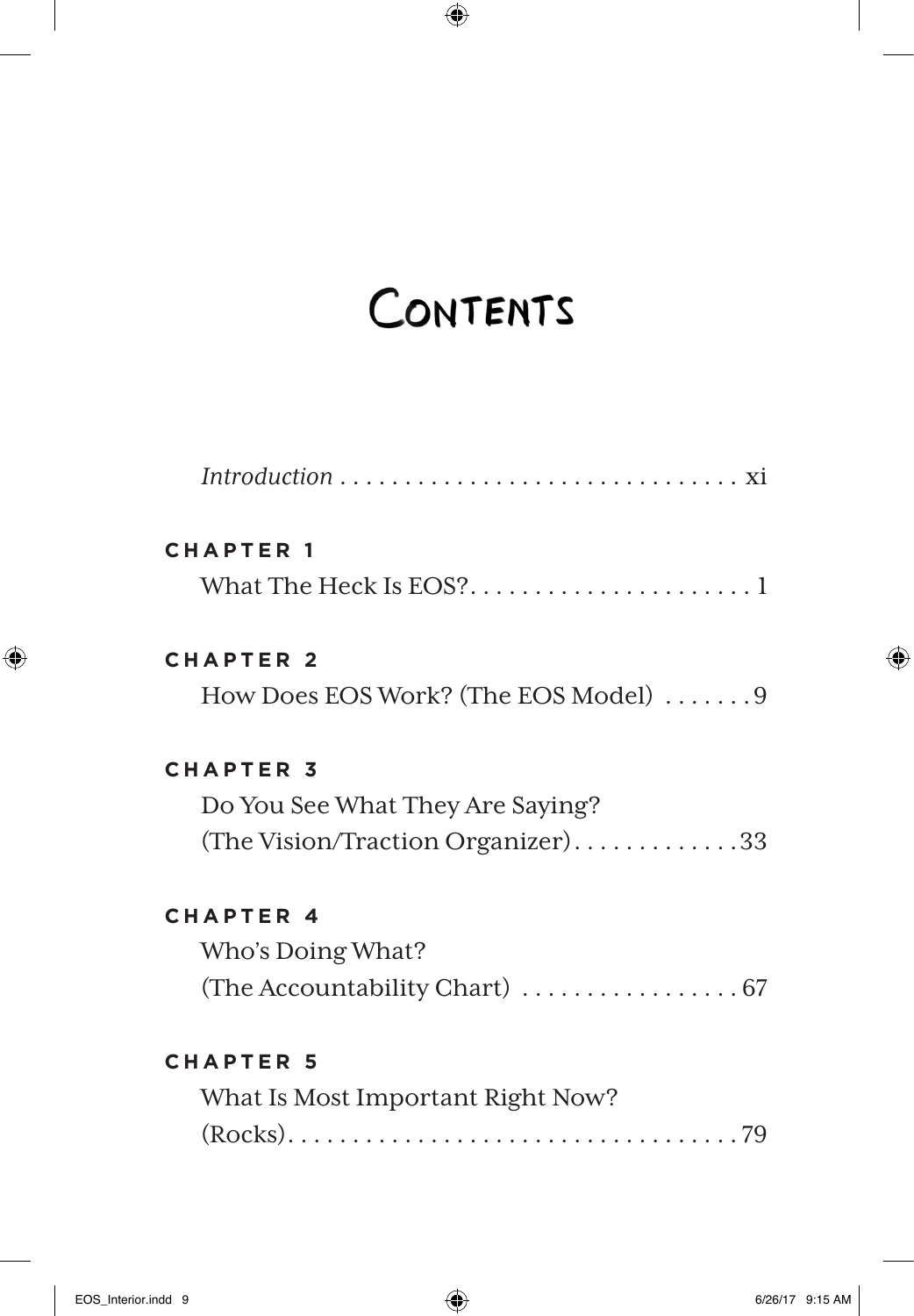# Contents

*Introduction* . . . . . . . . . . . . . . . . . . . . . . . . . . . . . . . xi

**CHAPTER 1**
What The Heck Is EOS? . . . . . . . . . . . . . . . . . . . . . . 1

**CHAPTER 2**
How Does EOS Work? (The EOS Model) . . . . . . . 9

**CHAPTER 3**
Do You See What They Are Saying?
(The Vision/Traction Organizer) . . . . . . . . . . . . . 33

**CHAPTER 4**
Who's Doing What?
(The Accountability Chart) . . . . . . . . . . . . . . . . . 67

**CHAPTER 5**
What Is Most Important Right Now?
(Rocks) . . . . . . . . . . . . . . . . . . . . . . . . . . . . . . . . . . . 79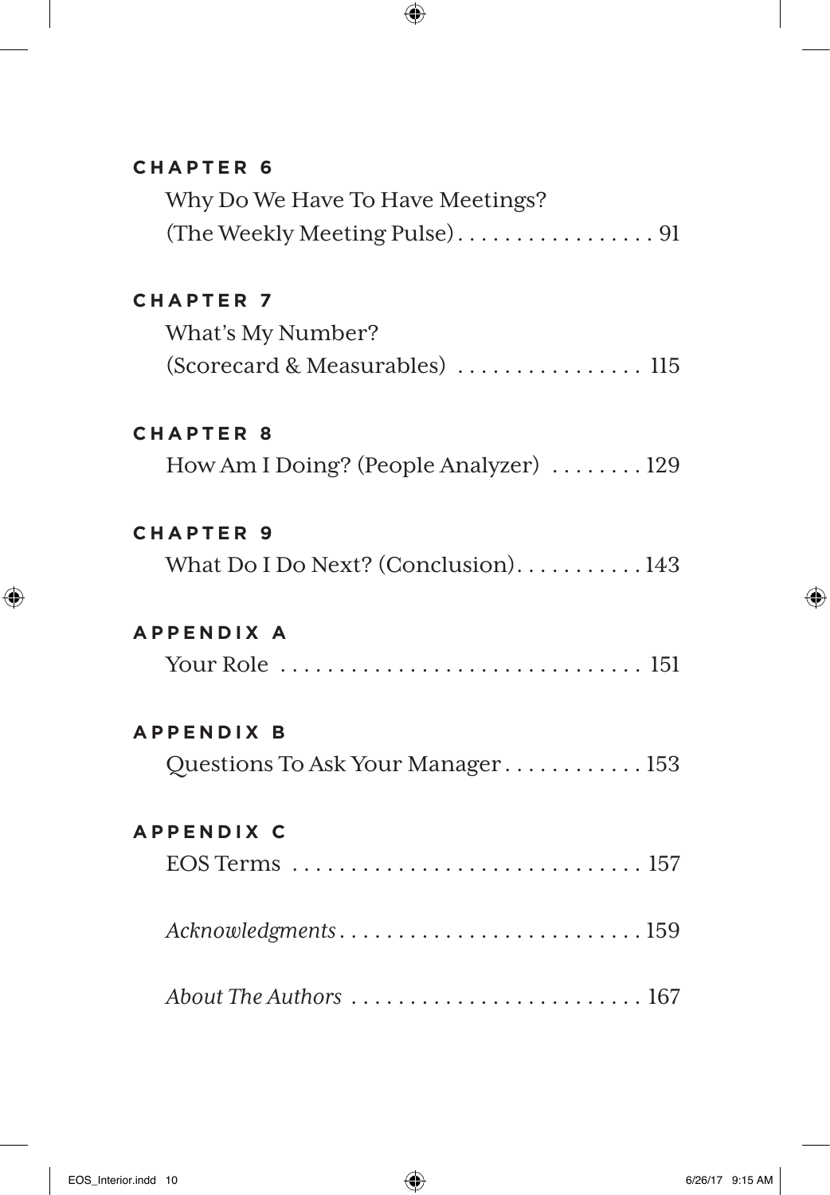**CHAPTER 6**

Why Do We Have To Have Meetings?
(The Weekly Meeting Pulse) . . . . . . . . . . . . . . . . . 91

**CHAPTER 7**

What's My Number?
(Scorecard & Measurables) . . . . . . . . . . . . . . . . 115

**CHAPTER 8**

How Am I Doing? (People Analyzer) . . . . . . . . 129

**CHAPTER 9**

What Do I Do Next? (Conclusion). . . . . . . . . . . 143

**APPENDIX A**

Your Role . . . . . . . . . . . . . . . . . . . . . . . . . . . . . . 151

**APPENDIX B**

Questions To Ask Your Manager . . . . . . . . . . . . 153

**APPENDIX C**

EOS Terms . . . . . . . . . . . . . . . . . . . . . . . . . . . . . 157

*Acknowledgments* . . . . . . . . . . . . . . . . . . . . . . . . . . 159

*About The Authors* . . . . . . . . . . . . . . . . . . . . . . . . . 167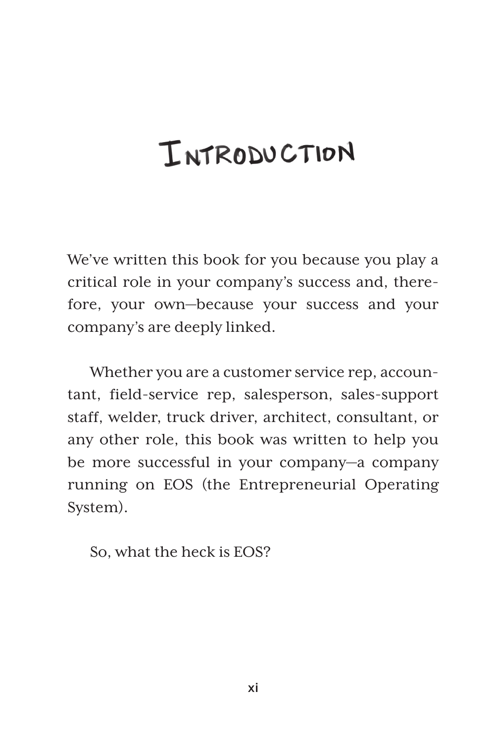# Introduction

We've written this book for you because you play a critical role in your company's success and, therefore, your own—because your success and your company's are deeply linked.

Whether you are a customer service rep, accountant, field-service rep, salesperson, sales-support staff, welder, truck driver, architect, consultant, or any other role, this book was written to help you be more successful in your company—a company running on EOS (the Entrepreneurial Operating System).

So, what the heck is EOS?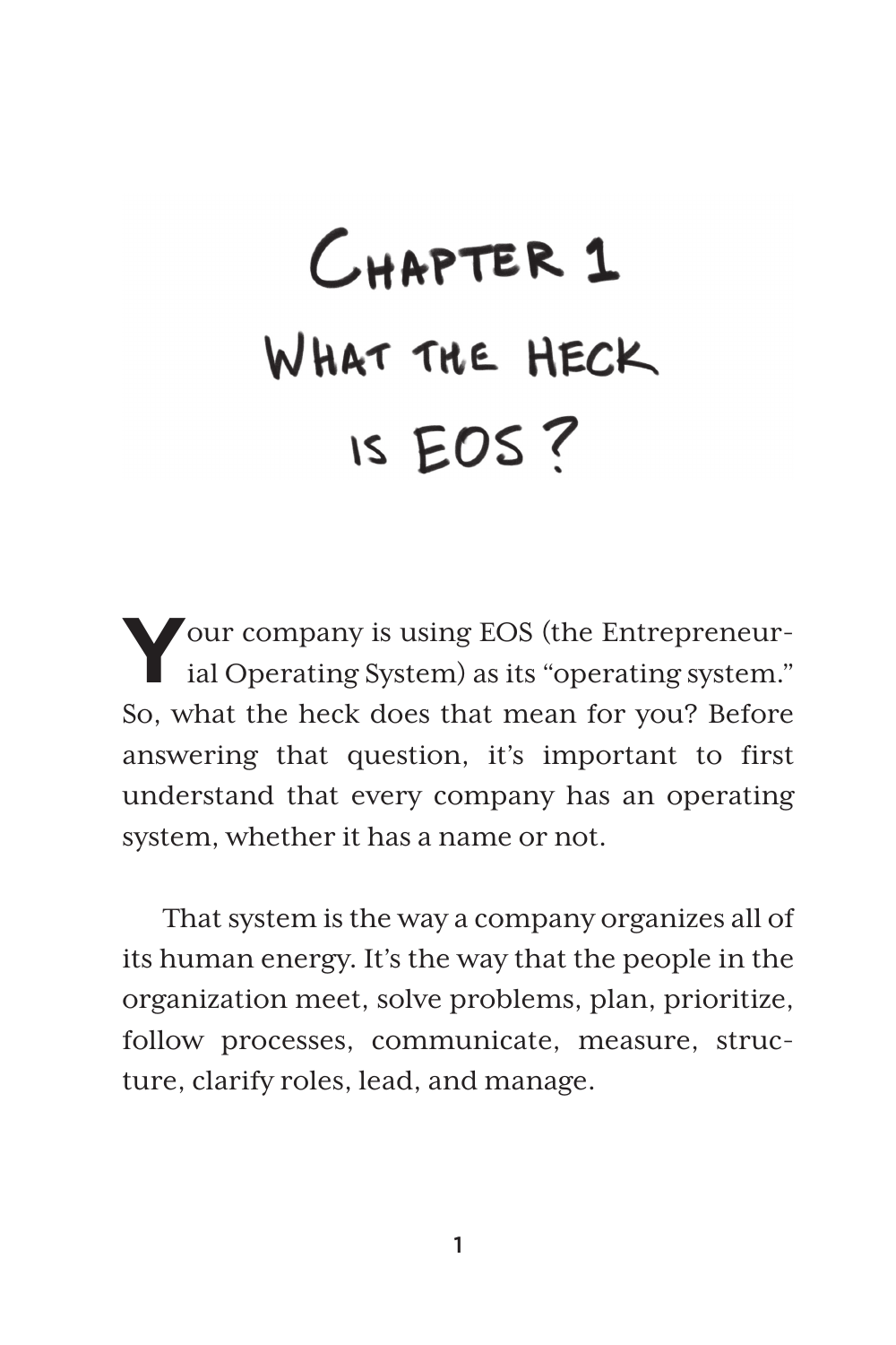# Chapter 1
# What the Heck is EOS?

Your company is using EOS (the Entrepreneurial Operating System) as its "operating system." So, what the heck does that mean for you? Before answering that question, it's important to first understand that every company has an operating system, whether it has a name or not.

That system is the way a company organizes all of its human energy. It's the way that the people in the organization meet, solve problems, plan, prioritize, follow processes, communicate, measure, structure, clarify roles, lead, and manage.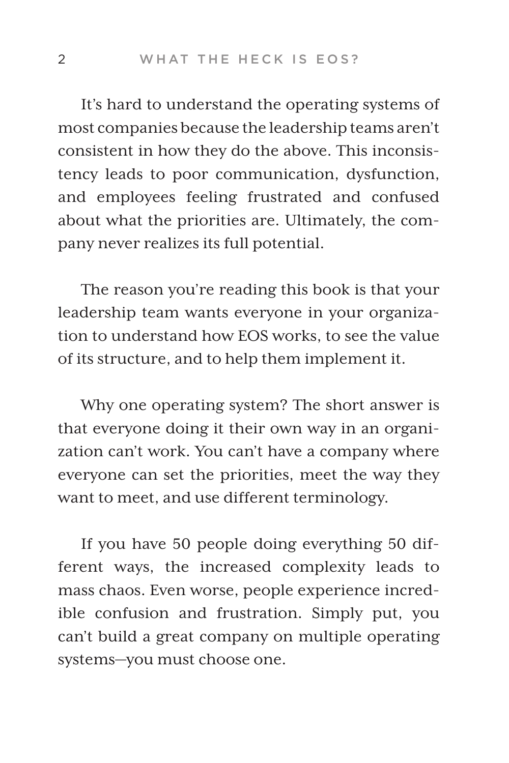It's hard to understand the operating systems of most companies because the leadership teams aren't consistent in how they do the above. This inconsistency leads to poor communication, dysfunction, and employees feeling frustrated and confused about what the priorities are. Ultimately, the company never realizes its full potential.

The reason you're reading this book is that your leadership team wants everyone in your organization to understand how EOS works, to see the value of its structure, and to help them implement it.

Why one operating system? The short answer is that everyone doing it their own way in an organization can't work. You can't have a company where everyone can set the priorities, meet the way they want to meet, and use different terminology.

If you have 50 people doing everything 50 different ways, the increased complexity leads to mass chaos. Even worse, people experience incredible confusion and frustration. Simply put, you can't build a great company on multiple operating systems—you must choose one.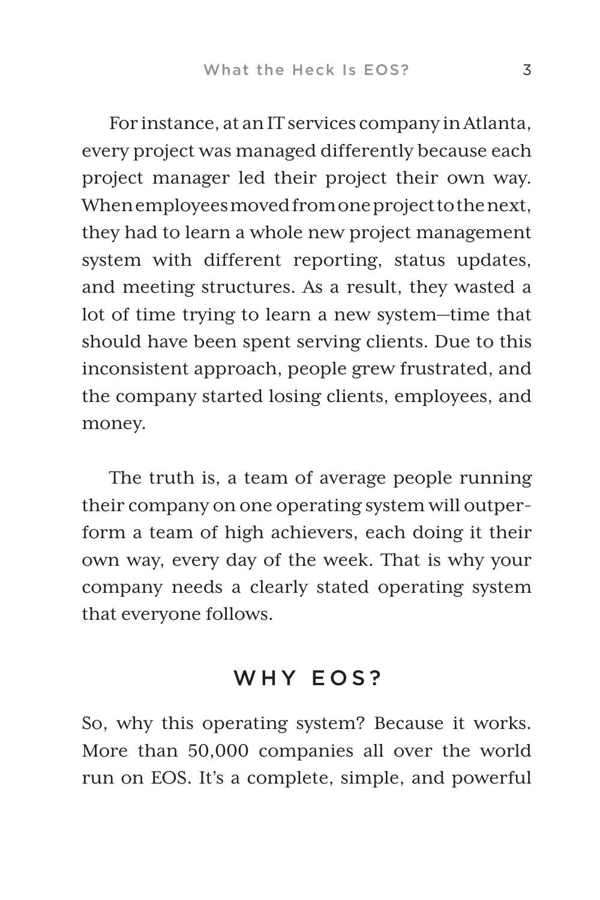For instance, at an IT services company in Atlanta, every project was managed differently because each project manager led their project their own way. When employees moved from one project to the next, they had to learn a whole new project management system with different reporting, status updates, and meeting structures. As a result, they wasted a lot of time trying to learn a new system—time that should have been spent serving clients. Due to this inconsistent approach, people grew frustrated, and the company started losing clients, employees, and money.

The truth is, a team of average people running their company on one operating system will outperform a team of high achievers, each doing it their own way, every day of the week. That is why your company needs a clearly stated operating system that everyone follows.

## WHY EOS?

So, why this operating system? Because it works. More than 50,000 companies all over the world run on EOS. It's a complete, simple, and powerful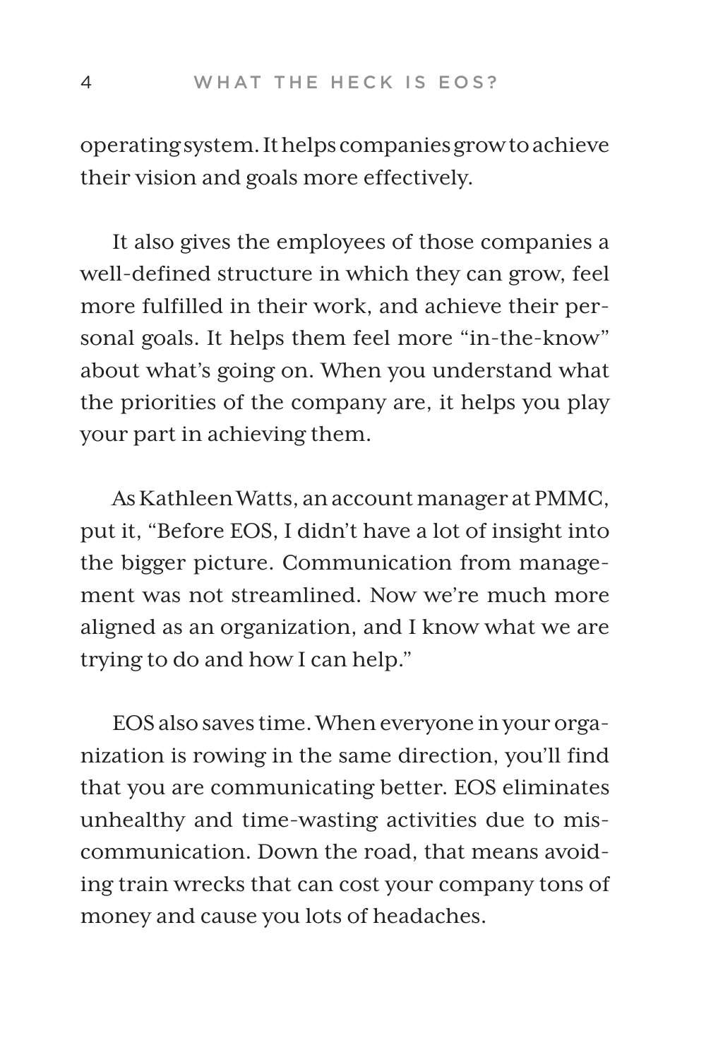operating system. It helps companies grow to achieve their vision and goals more effectively.

It also gives the employees of those companies a well-defined structure in which they can grow, feel more fulfilled in their work, and achieve their personal goals. It helps them feel more "in-the-know" about what's going on. When you understand what the priorities of the company are, it helps you play your part in achieving them.

As Kathleen Watts, an account manager at PMMC, put it, "Before EOS, I didn't have a lot of insight into the bigger picture. Communication from management was not streamlined. Now we're much more aligned as an organization, and I know what we are trying to do and how I can help."

EOS also saves time. When everyone in your organization is rowing in the same direction, you'll find that you are communicating better. EOS eliminates unhealthy and time-wasting activities due to miscommunication. Down the road, that means avoiding train wrecks that can cost your company tons of money and cause you lots of headaches.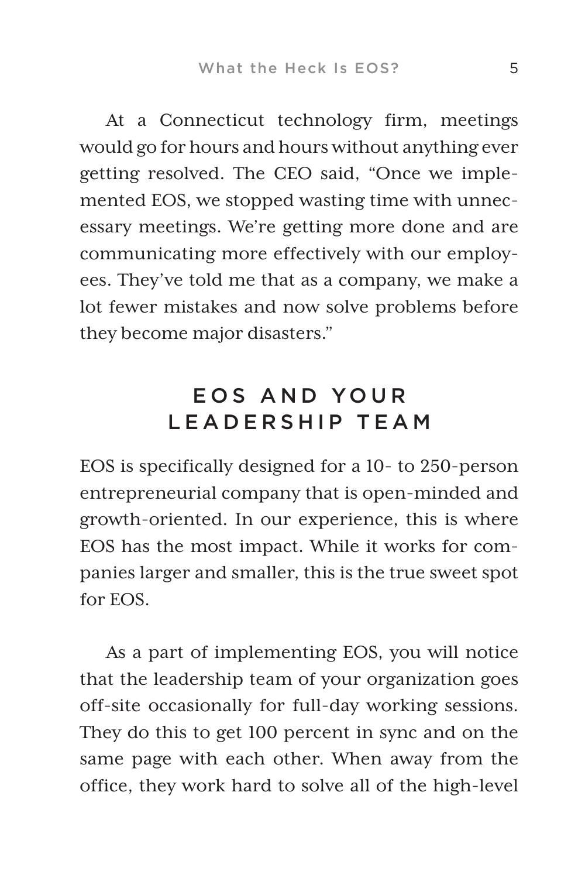At a Connecticut technology firm, meetings would go for hours and hours without anything ever getting resolved. The CEO said, "Once we implemented EOS, we stopped wasting time with unnecessary meetings. We're getting more done and are communicating more effectively with our employees. They've told me that as a company, we make a lot fewer mistakes and now solve problems before they become major disasters."

## EOS AND YOUR LEADERSHIP TEAM

EOS is specifically designed for a 10- to 250-person entrepreneurial company that is open-minded and growth-oriented. In our experience, this is where EOS has the most impact. While it works for companies larger and smaller, this is the true sweet spot for EOS.

As a part of implementing EOS, you will notice that the leadership team of your organization goes off-site occasionally for full-day working sessions. They do this to get 100 percent in sync and on the same page with each other. When away from the office, they work hard to solve all of the high-level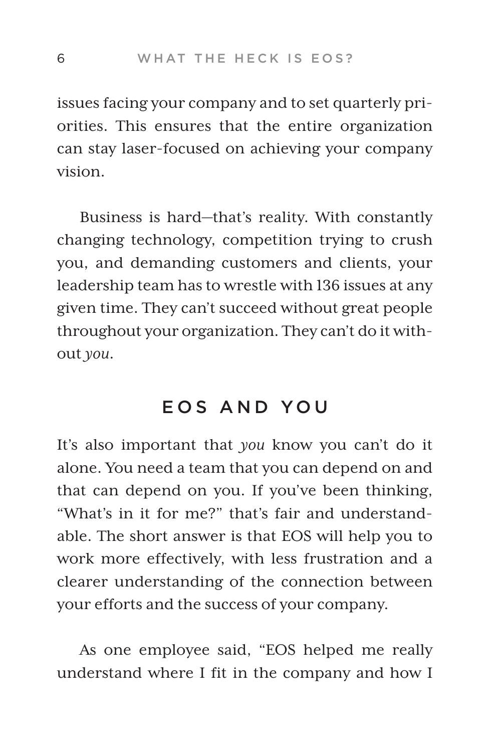issues facing your company and to set quarterly priorities. This ensures that the entire organization can stay laser-focused on achieving your company vision.

Business is hard—that's reality. With constantly changing technology, competition trying to crush you, and demanding customers and clients, your leadership team has to wrestle with 136 issues at any given time. They can't succeed without great people throughout your organization. They can't do it without *you*.

## EOS AND YOU

It's also important that *you* know you can't do it alone. You need a team that you can depend on and that can depend on you. If you've been thinking, "What's in it for me?" that's fair and understandable. The short answer is that EOS will help you to work more effectively, with less frustration and a clearer understanding of the connection between your efforts and the success of your company.

As one employee said, "EOS helped me really understand where I fit in the company and how I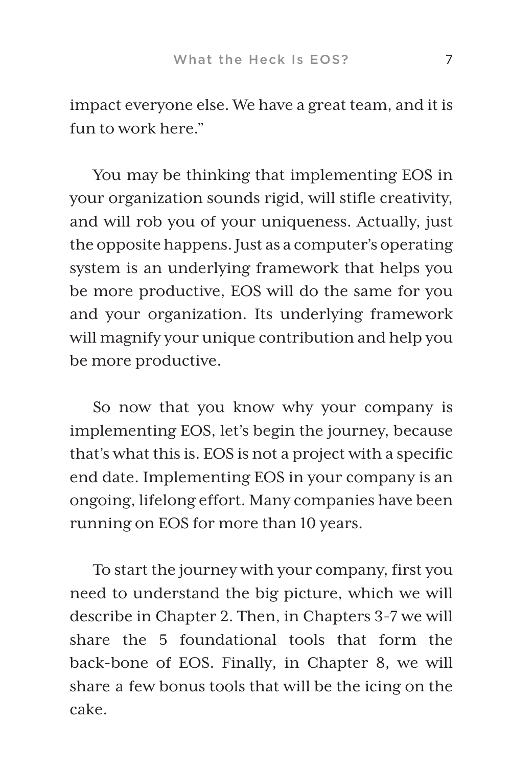impact everyone else. We have a great team, and it is fun to work here."

You may be thinking that implementing EOS in your organization sounds rigid, will stifle creativity, and will rob you of your uniqueness. Actually, just the opposite happens. Just as a computer's operating system is an underlying framework that helps you be more productive, EOS will do the same for you and your organization. Its underlying framework will magnify your unique contribution and help you be more productive.

So now that you know why your company is implementing EOS, let's begin the journey, because that's what this is. EOS is not a project with a specific end date. Implementing EOS in your company is an ongoing, lifelong effort. Many companies have been running on EOS for more than 10 years.

To start the journey with your company, first you need to understand the big picture, which we will describe in Chapter 2. Then, in Chapters 3-7 we will share the 5 foundational tools that form the back-bone of EOS. Finally, in Chapter 8, we will share a few bonus tools that will be the icing on the cake.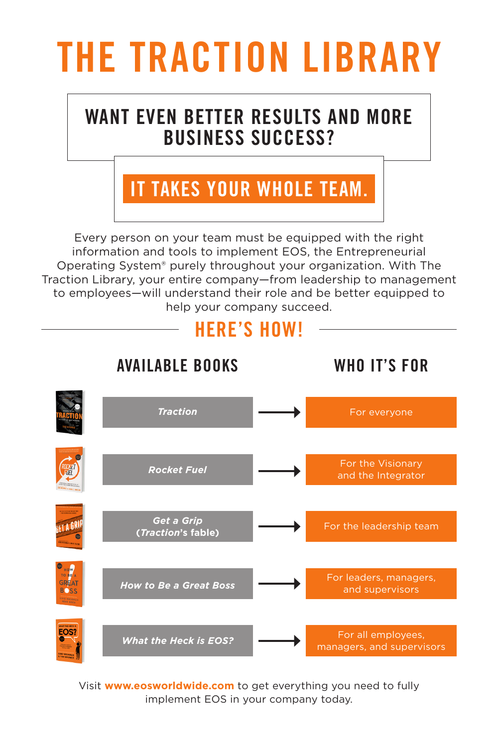# THE TRACTION LIBRARY

## WANT EVEN BETTER RESULTS AND MORE BUSINESS SUCCESS?

## IT TAKES YOUR WHOLE TEAM.

Every person on your team must be equipped with the right information and tools to implement EOS, the Entrepreneurial Operating System® purely throughout your organization. With The Traction Library, your entire company—from leadership to management to employees—will understand their role and be better equipped to help your company succeed.

## HERE'S HOW!

| AVAILABLE BOOKS | WHO IT'S FOR |
| --- | --- |
| *Traction* | For everyone |
| *Rocket Fuel* | For the Visionary and the Integrator |
| *Get a Grip* (*Traction*'s fable) | For the leadership team |
| *How to Be a Great Boss* | For leaders, managers, and supervisors |
| *What the Heck is EOS?* | For all employees, managers, and supervisors |

Visit **www.eosworldwide.com** to get everything you need to fully implement EOS in your company today.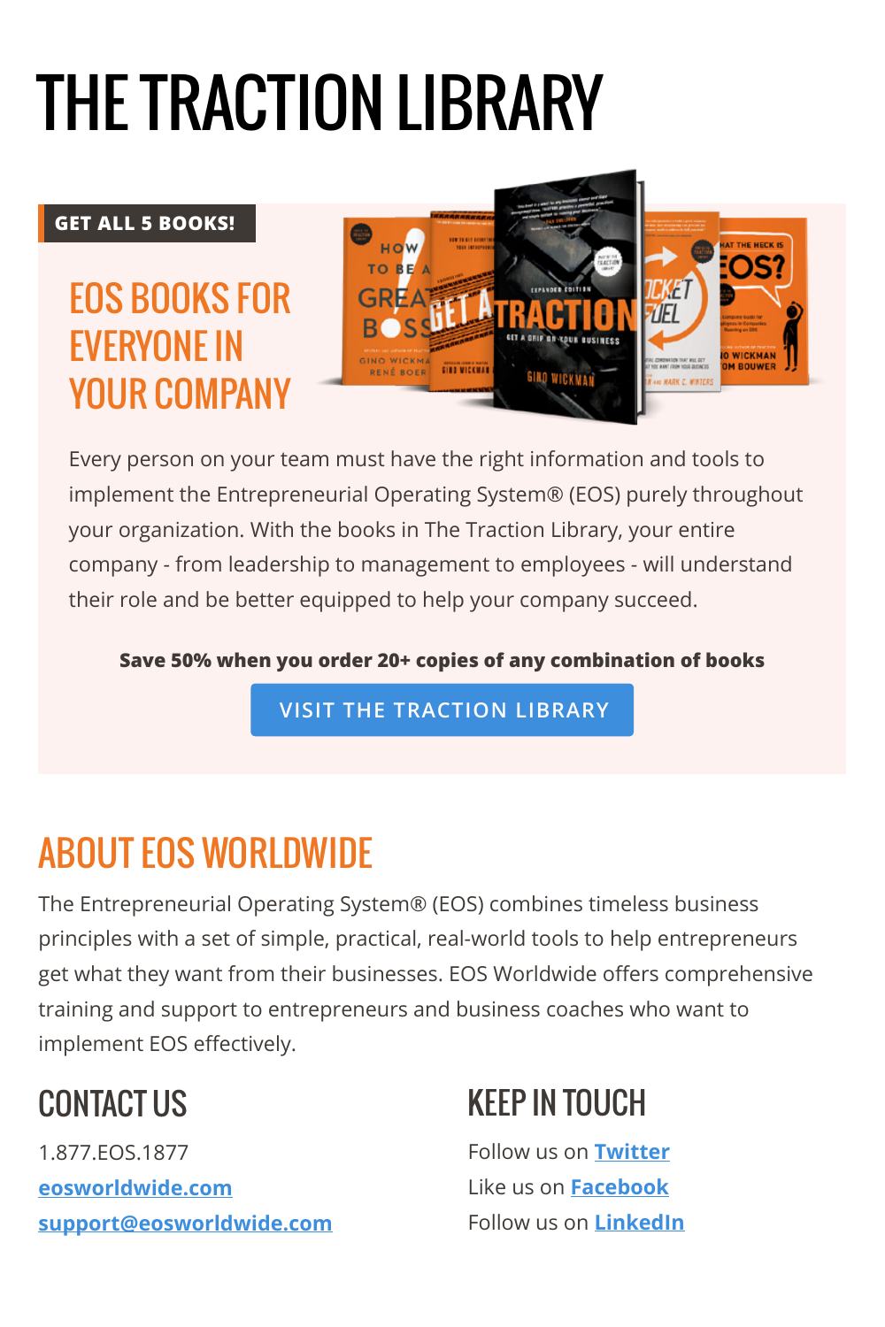# THE TRACTION LIBRARY

**GET ALL 5 BOOKS!**

## EOS BOOKS FOR EVERYONE IN YOUR COMPANY

Every person on your team must have the right information and tools to implement the Entrepreneurial Operating System® (EOS) purely throughout your organization. With the books in The Traction Library, your entire company - from leadership to management to employees - will understand their role and be better equipped to help your company succeed.

**Save 50% when you order 20+ copies of any combination of books**

VISIT THE TRACTION LIBRARY

## ABOUT EOS WORLDWIDE

The Entrepreneurial Operating System® (EOS) combines timeless business principles with a set of simple, practical, real-world tools to help entrepreneurs get what they want from their businesses. EOS Worldwide offers comprehensive training and support to entrepreneurs and business coaches who want to implement EOS effectively.

### CONTACT US

1.877.EOS.1877

**eosworldwide.com**

**support@eosworldwide.com**

### KEEP IN TOUCH

Follow us on **Twitter**

Like us on **Facebook**

Follow us on **LinkedIn**